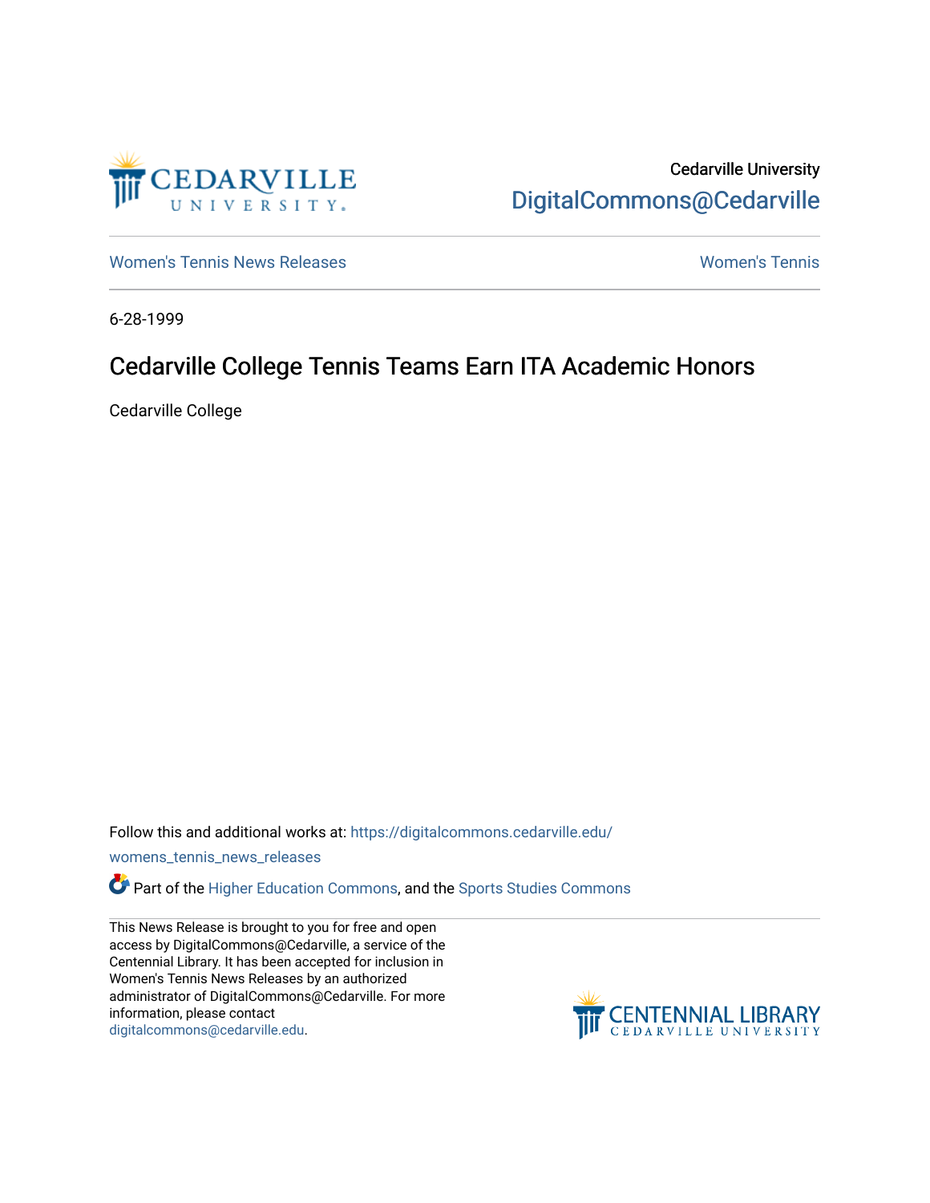Cedarville University
DigitalCommons@Cedarville

Women's Tennis News Releases

Women's Tennis

6-28-1999

# Cedarville College Tennis Teams Earn ITA Academic Honors

Cedarville College

Follow this and additional works at: https://digitalcommons.cedarville.edu/womens_tennis_news_releases

Part of the Higher Education Commons, and the Sports Studies Commons

This News Release is brought to you for free and open access by DigitalCommons@Cedarville, a service of the Centennial Library. It has been accepted for inclusion in Women's Tennis News Releases by an authorized administrator of DigitalCommons@Cedarville. For more information, please contact digitalcommons@cedarville.edu.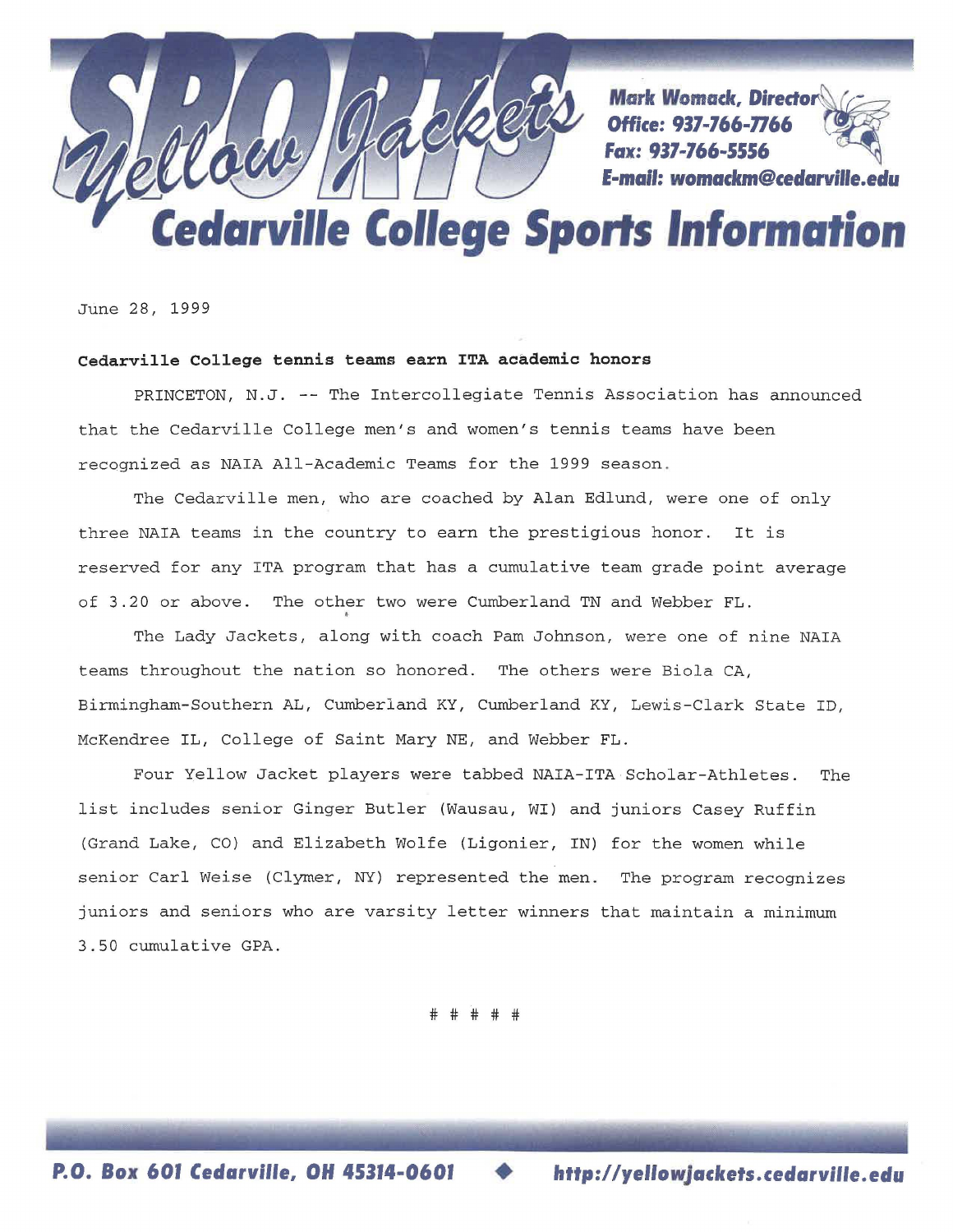# Cedarville College Sports Information

Mark Womack, Director
Office: 937-766-7766
Fax: 937-766-5556
E-mail: womackm@cedarville.edu

June 28, 1999

**Cedarville College tennis teams earn ITA academic honors**

PRINCETON, N.J. -- The Intercollegiate Tennis Association has announced that the Cedarville College men's and women's tennis teams have been recognized as NAIA All-Academic Teams for the 1999 season.

The Cedarville men, who are coached by Alan Edlund, were one of only three NAIA teams in the country to earn the prestigious honor. It is reserved for any ITA program that has a cumulative team grade point average of 3.20 or above. The other two were Cumberland TN and Webber FL.

The Lady Jackets, along with coach Pam Johnson, were one of nine NAIA teams throughout the nation so honored. The others were Biola CA, Birmingham-Southern AL, Cumberland KY, Cumberland KY, Lewis-Clark State ID, McKendree IL, College of Saint Mary NE, and Webber FL.

Four Yellow Jacket players were tabbed NAIA-ITA Scholar-Athletes. The list includes senior Ginger Butler (Wausau, WI) and juniors Casey Ruffin (Grand Lake, CO) and Elizabeth Wolfe (Ligonier, IN) for the women while senior Carl Weise (Clymer, NY) represented the men. The program recognizes juniors and seniors who are varsity letter winners that maintain a minimum 3.50 cumulative GPA.

# # # # #

P.O. Box 601 Cedarville, OH 45314-0601 ◆ http://yellowjackets.cedarville.edu